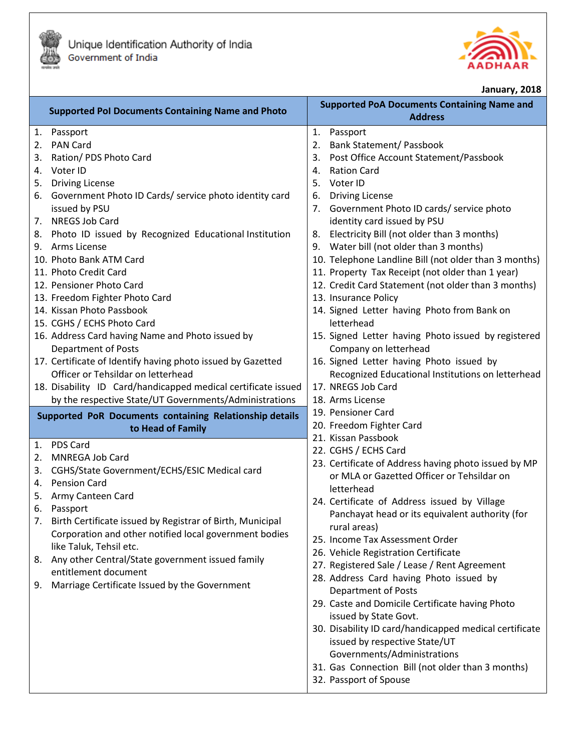Unique Identification Authority of India
Government of India

AADHAAR

**January, 2018**

## Supported PoI Documents Containing Name and Photo

1. Passport
2. PAN Card
3. Ration/ PDS Photo Card
4. Voter ID
5. Driving License
6. Government Photo ID Cards/ service photo identity card issued by PSU
7. NREGS Job Card
8. Photo ID issued by Recognized Educational Institution
9. Arms License
10. Photo Bank ATM Card
11. Photo Credit Card
12. Pensioner Photo Card
13. Freedom Fighter Photo Card
14. Kissan Photo Passbook
15. CGHS / ECHS Photo Card
16. Address Card having Name and Photo issued by Department of Posts
17. Certificate of Identify having photo issued by Gazetted Officer or Tehsildar on letterhead
18. Disability ID Card/handicapped medical certificate issued by the respective State/UT Governments/Administrations

## Supported PoR Documents containing Relationship details to Head of Family

1. PDS Card
2. MNREGA Job Card
3. CGHS/State Government/ECHS/ESIC Medical card
4. Pension Card
5. Army Canteen Card
6. Passport
7. Birth Certificate issued by Registrar of Birth, Municipal Corporation and other notified local government bodies like Taluk, Tehsil etc.
8. Any other Central/State government issued family entitlement document
9. Marriage Certificate Issued by the Government

## Supported PoA Documents Containing Name and Address

1. Passport
2. Bank Statement/ Passbook
3. Post Office Account Statement/Passbook
4. Ration Card
5. Voter ID
6. Driving License
7. Government Photo ID cards/ service photo identity card issued by PSU
8. Electricity Bill (not older than 3 months)
9. Water bill (not older than 3 months)
10. Telephone Landline Bill (not older than 3 months)
11. Property Tax Receipt (not older than 1 year)
12. Credit Card Statement (not older than 3 months)
13. Insurance Policy
14. Signed Letter having Photo from Bank on letterhead
15. Signed Letter having Photo issued by registered Company on letterhead
16. Signed Letter having Photo issued by Recognized Educational Institutions on letterhead
17. NREGS Job Card
18. Arms License
19. Pensioner Card
20. Freedom Fighter Card
21. Kissan Passbook
22. CGHS / ECHS Card
23. Certificate of Address having photo issued by MP or MLA or Gazetted Officer or Tehsildar on letterhead
24. Certificate of Address issued by Village Panchayat head or its equivalent authority (for rural areas)
25. Income Tax Assessment Order
26. Vehicle Registration Certificate
27. Registered Sale / Lease / Rent Agreement
28. Address Card having Photo issued by Department of Posts
29. Caste and Domicile Certificate having Photo issued by State Govt.
30. Disability ID card/handicapped medical certificate issued by respective State/UT Governments/Administrations
31. Gas Connection Bill (not older than 3 months)
32. Passport of Spouse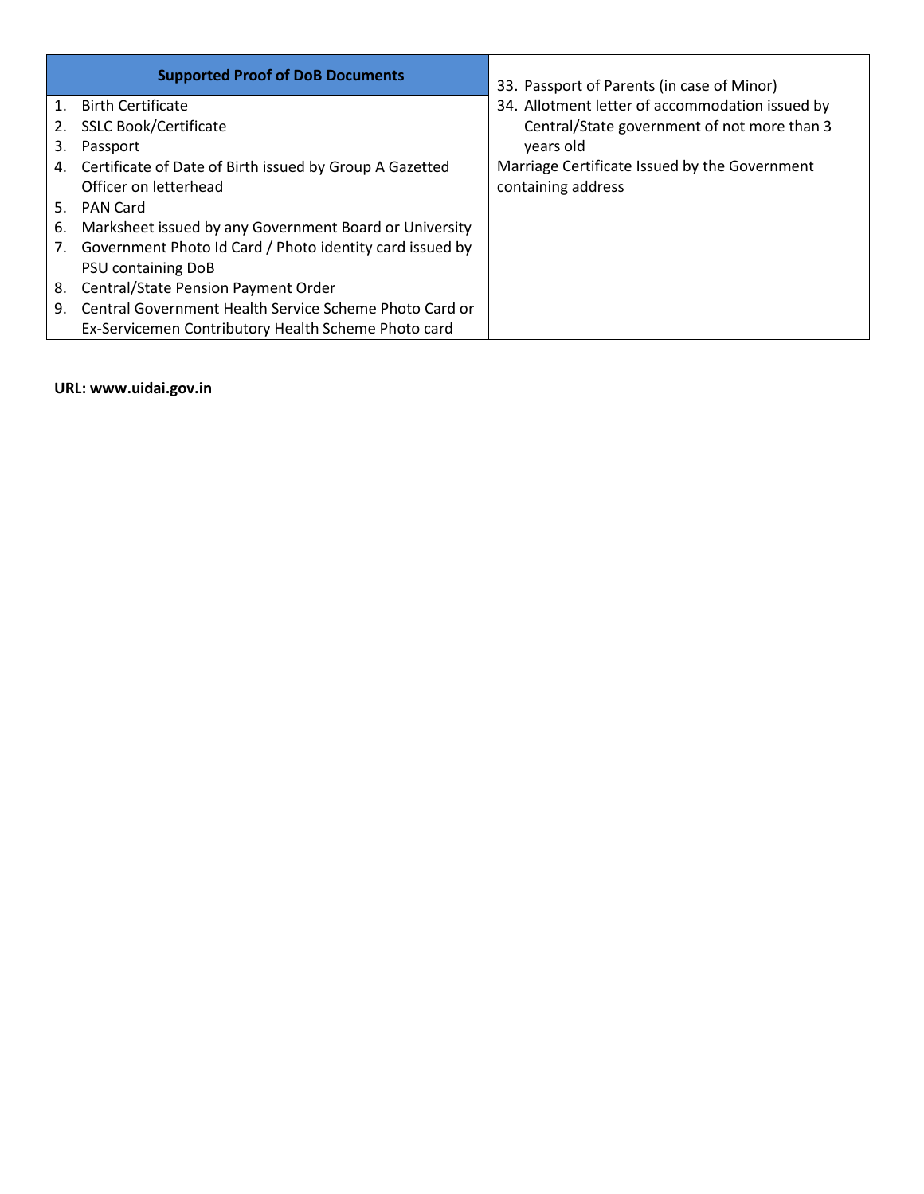| Supported Proof of DoB Documents | 33. Passport of Parents (in case of Minor)<br>34. Allotment letter of accommodation issued by Central/State government of not more than 3 years old<br>Marriage Certificate Issued by the Government containing address |
| --- | --- |
| 1. Birth Certificate<br>2. SSLC Book/Certificate<br>3. Passport<br>4. Certificate of Date of Birth issued by Group A Gazetted Officer on letterhead<br>5. PAN Card<br>6. Marksheet issued by any Government Board or University<br>7. Government Photo Id Card / Photo identity card issued by PSU containing DoB<br>8. Central/State Pension Payment Order<br>9. Central Government Health Service Scheme Photo Card or Ex-Servicemen Contributory Health Scheme Photo card | |

**URL: www.uidai.gov.in**